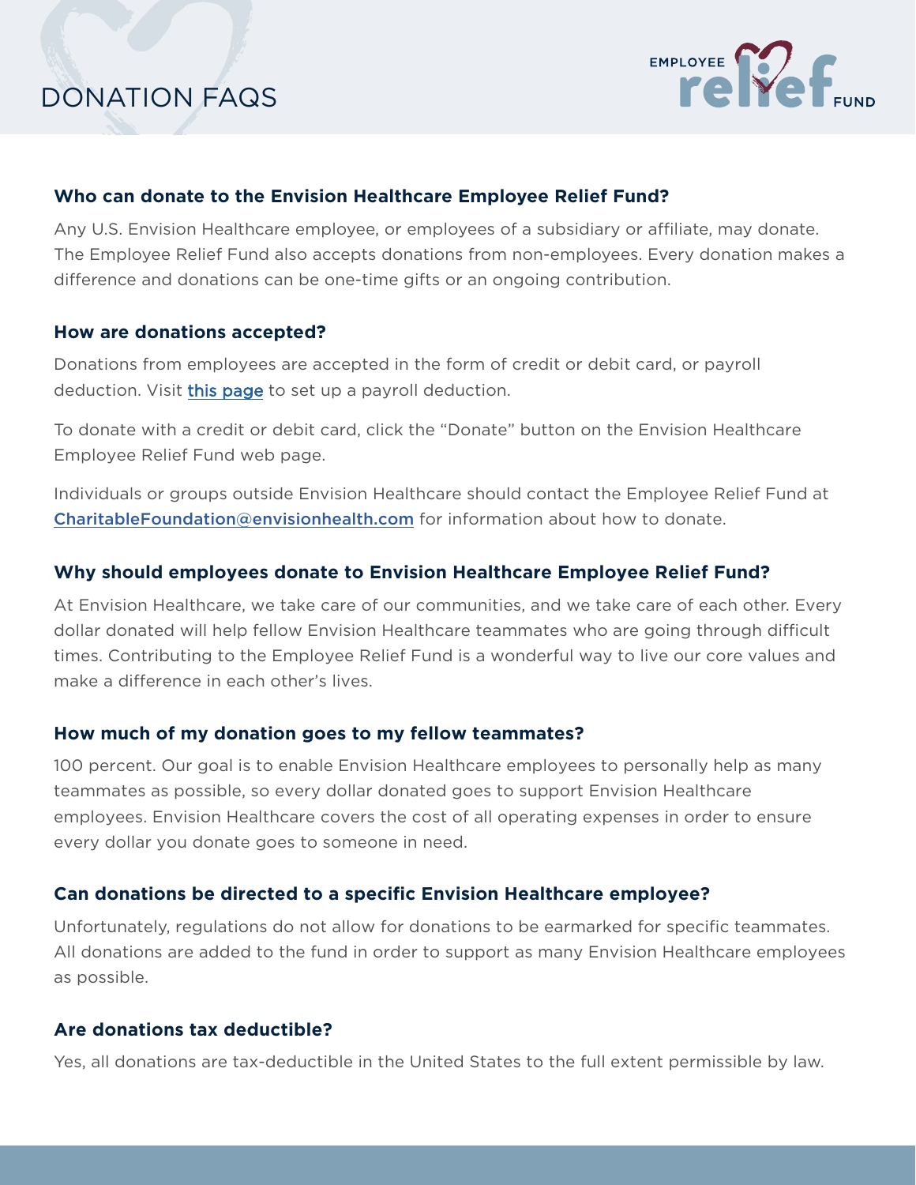# DONATION FAQS

EMPLOYEE relief FUND

### Who can donate to the Envision Healthcare Employee Relief Fund?

Any U.S. Envision Healthcare employee, or employees of a subsidiary or affiliate, may donate. The Employee Relief Fund also accepts donations from non-employees. Every donation makes a difference and donations can be one-time gifts or an ongoing contribution.

### How are donations accepted?

Donations from employees are accepted in the form of credit or debit card, or payroll deduction. Visit this page to set up a payroll deduction.

To donate with a credit or debit card, click the "Donate" button on the Envision Healthcare Employee Relief Fund web page.

Individuals or groups outside Envision Healthcare should contact the Employee Relief Fund at CharitableFoundation@envisionhealth.com for information about how to donate.

### Why should employees donate to Envision Healthcare Employee Relief Fund?

At Envision Healthcare, we take care of our communities, and we take care of each other. Every dollar donated will help fellow Envision Healthcare teammates who are going through difficult times. Contributing to the Employee Relief Fund is a wonderful way to live our core values and make a difference in each other's lives.

### How much of my donation goes to my fellow teammates?

100 percent. Our goal is to enable Envision Healthcare employees to personally help as many teammates as possible, so every dollar donated goes to support Envision Healthcare employees. Envision Healthcare covers the cost of all operating expenses in order to ensure every dollar you donate goes to someone in need.

### Can donations be directed to a specific Envision Healthcare employee?

Unfortunately, regulations do not allow for donations to be earmarked for specific teammates. All donations are added to the fund in order to support as many Envision Healthcare employees as possible.

### Are donations tax deductible?

Yes, all donations are tax-deductible in the United States to the full extent permissible by law.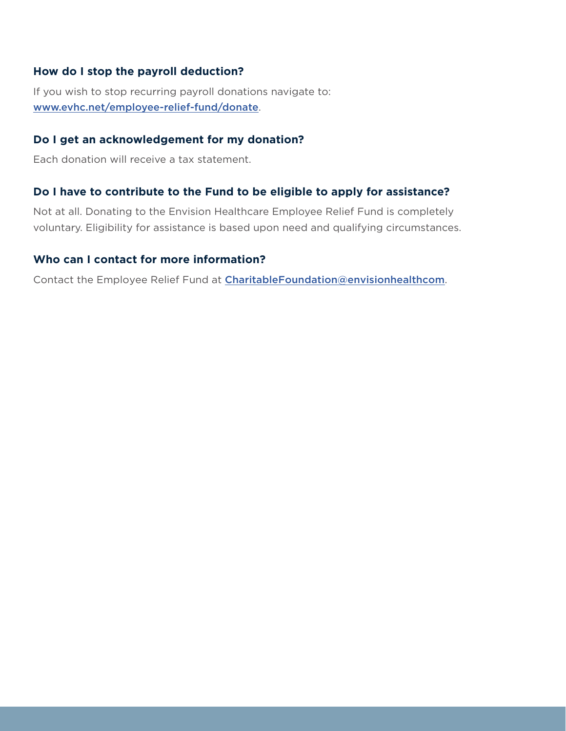### How do I stop the payroll deduction?

If you wish to stop recurring payroll donations navigate to: www.evhc.net/employee-relief-fund/donate.

### Do I get an acknowledgement for my donation?

Each donation will receive a tax statement.

### Do I have to contribute to the Fund to be eligible to apply for assistance?

Not at all. Donating to the Envision Healthcare Employee Relief Fund is completely voluntary. Eligibility for assistance is based upon need and qualifying circumstances.

### Who can I contact for more information?

Contact the Employee Relief Fund at CharitableFoundation@envisionhealthcom.